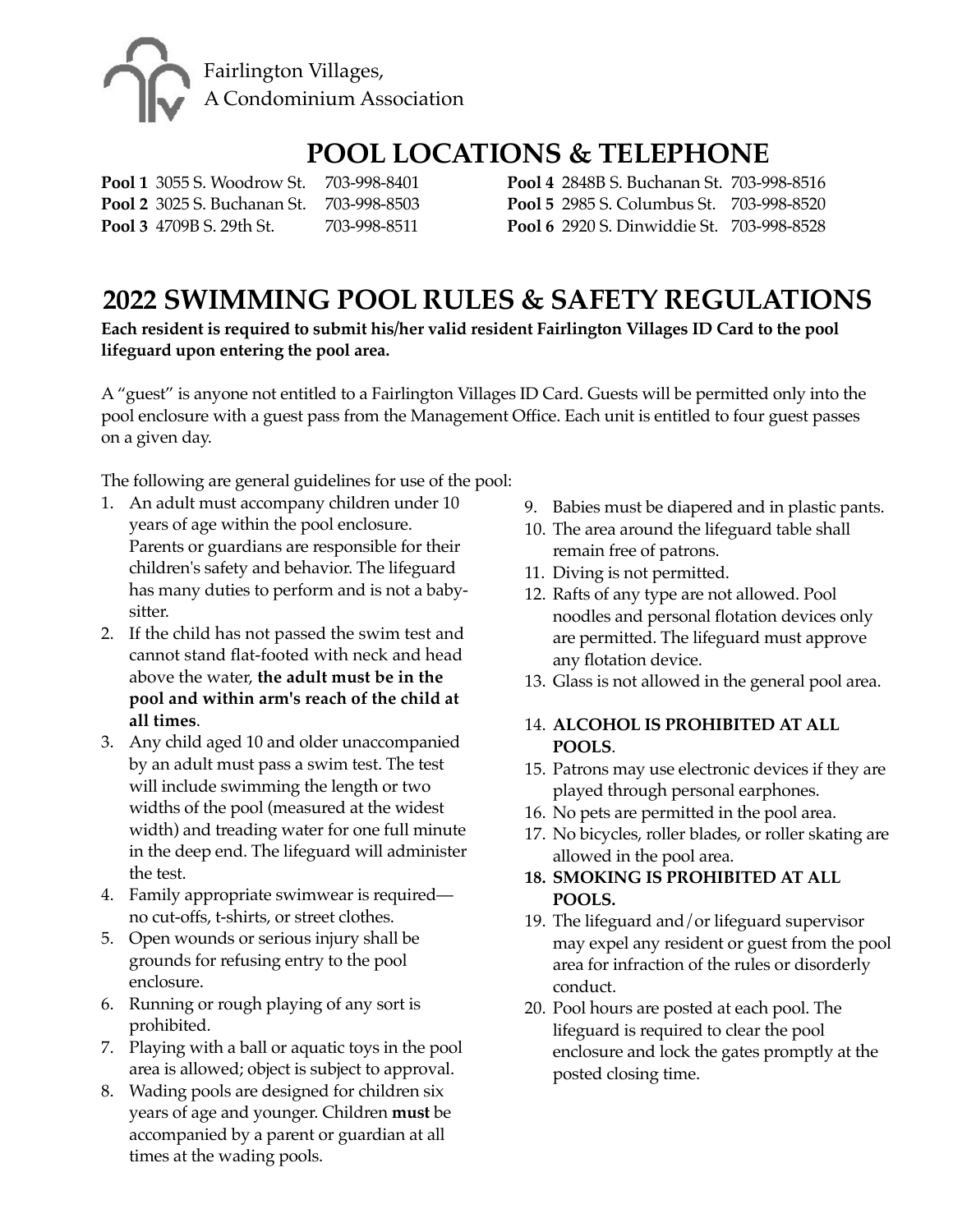Fairlington Villages,
A Condominium Association

# POOL LOCATIONS & TELEPHONE

| Pool | Address | Telephone |
| --- | --- | --- |
| **Pool 1** | 3055 S. Woodrow St. | 703-998-8401 |
| **Pool 2** | 3025 S. Buchanan St. | 703-998-8503 |
| **Pool 3** | 4709B S. 29th St. | 703-998-8511 |
| **Pool 4** | 2848B S. Buchanan St. | 703-998-8516 |
| **Pool 5** | 2985 S. Columbus St. | 703-998-8520 |
| **Pool 6** | 2920 S. Dinwiddie St. | 703-998-8528 |

# 2022 SWIMMING POOL RULES & SAFETY REGULATIONS

**Each resident is required to submit his/her valid resident Fairlington Villages ID Card to the pool lifeguard upon entering the pool area.**

A "guest" is anyone not entitled to a Fairlington Villages ID Card. Guests will be permitted only into the pool enclosure with a guest pass from the Management Office. Each unit is entitled to four guest passes on a given day.

The following are general guidelines for use of the pool:

1. An adult must accompany children under 10 years of age within the pool enclosure. Parents or guardians are responsible for their children's safety and behavior. The lifeguard has many duties to perform and is not a baby-sitter.
2. If the child has not passed the swim test and cannot stand flat-footed with neck and head above the water, **the adult must be in the pool and within arm's reach of the child at all times**.
3. Any child aged 10 and older unaccompanied by an adult must pass a swim test. The test will include swimming the length or two widths of the pool (measured at the widest width) and treading water for one full minute in the deep end. The lifeguard will administer the test.
4. Family appropriate swimwear is required—no cut-offs, t-shirts, or street clothes.
5. Open wounds or serious injury shall be grounds for refusing entry to the pool enclosure.
6. Running or rough playing of any sort is prohibited.
7. Playing with a ball or aquatic toys in the pool area is allowed; object is subject to approval.
8. Wading pools are designed for children six years of age and younger. Children **must** be accompanied by a parent or guardian at all times at the wading pools.
9. Babies must be diapered and in plastic pants.
10. The area around the lifeguard table shall remain free of patrons.
11. Diving is not permitted.
12. Rafts of any type are not allowed. Pool noodles and personal flotation devices only are permitted. The lifeguard must approve any flotation device.
13. Glass is not allowed in the general pool area.
14. **ALCOHOL IS PROHIBITED AT ALL POOLS**.
15. Patrons may use electronic devices if they are played through personal earphones.
16. No pets are permitted in the pool area.
17. No bicycles, roller blades, or roller skating are allowed in the pool area.
18. **SMOKING IS PROHIBITED AT ALL POOLS.**
19. The lifeguard and/or lifeguard supervisor may expel any resident or guest from the pool area for infraction of the rules or disorderly conduct.
20. Pool hours are posted at each pool. The lifeguard is required to clear the pool enclosure and lock the gates promptly at the posted closing time.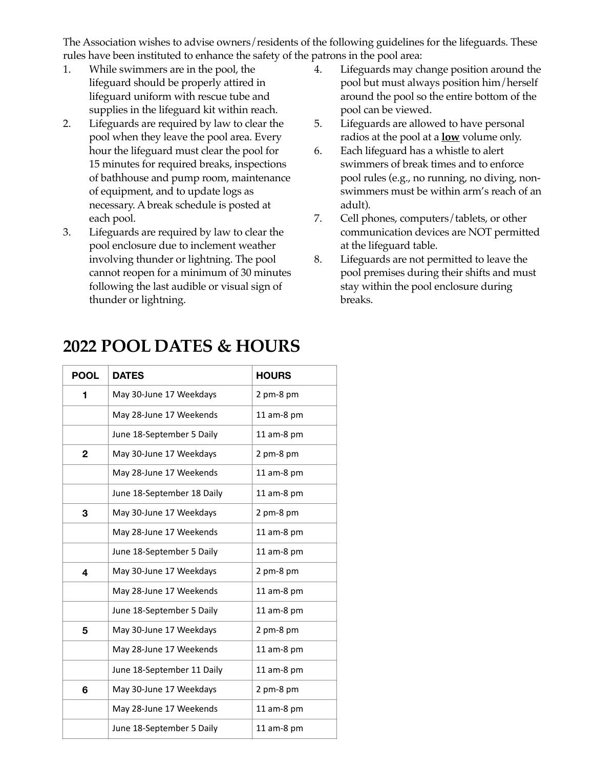The Association wishes to advise owners/residents of the following guidelines for the lifeguards. These rules have been instituted to enhance the safety of the patrons in the pool area:

1. While swimmers are in the pool, the lifeguard should be properly attired in lifeguard uniform with rescue tube and supplies in the lifeguard kit within reach.
2. Lifeguards are required by law to clear the pool when they leave the pool area. Every hour the lifeguard must clear the pool for 15 minutes for required breaks, inspections of bathhouse and pump room, maintenance of equipment, and to update logs as necessary. A break schedule is posted at each pool.
3. Lifeguards are required by law to clear the pool enclosure due to inclement weather involving thunder or lightning. The pool cannot reopen for a minimum of 30 minutes following the last audible or visual sign of thunder or lightning.
4. Lifeguards may change position around the pool but must always position him/herself around the pool so the entire bottom of the pool can be viewed.
5. Lifeguards are allowed to have personal radios at the pool at a **low** volume only.
6. Each lifeguard has a whistle to alert swimmers of break times and to enforce pool rules (e.g., no running, no diving, non-swimmers must be within arm's reach of an adult).
7. Cell phones, computers/tablets, or other communication devices are NOT permitted at the lifeguard table.
8. Lifeguards are not permitted to leave the pool premises during their shifts and must stay within the pool enclosure during breaks.

## 2022 POOL DATES & HOURS

| POOL | DATES | HOURS |
|---|---|---|
| 1 | May 30-June 17 Weekdays | 2 pm-8 pm |
| | May 28-June 17 Weekends | 11 am-8 pm |
| | June 18-September 5 Daily | 11 am-8 pm |
| 2 | May 30-June 17 Weekdays | 2 pm-8 pm |
| | May 28-June 17 Weekends | 11 am-8 pm |
| | June 18-September 18 Daily | 11 am-8 pm |
| 3 | May 30-June 17 Weekdays | 2 pm-8 pm |
| | May 28-June 17 Weekends | 11 am-8 pm |
| | June 18-September 5 Daily | 11 am-8 pm |
| 4 | May 30-June 17 Weekdays | 2 pm-8 pm |
| | May 28-June 17 Weekends | 11 am-8 pm |
| | June 18-September 5 Daily | 11 am-8 pm |
| 5 | May 30-June 17 Weekdays | 2 pm-8 pm |
| | May 28-June 17 Weekends | 11 am-8 pm |
| | June 18-September 11 Daily | 11 am-8 pm |
| 6 | May 30-June 17 Weekdays | 2 pm-8 pm |
| | May 28-June 17 Weekends | 11 am-8 pm |
| | June 18-September 5 Daily | 11 am-8 pm |